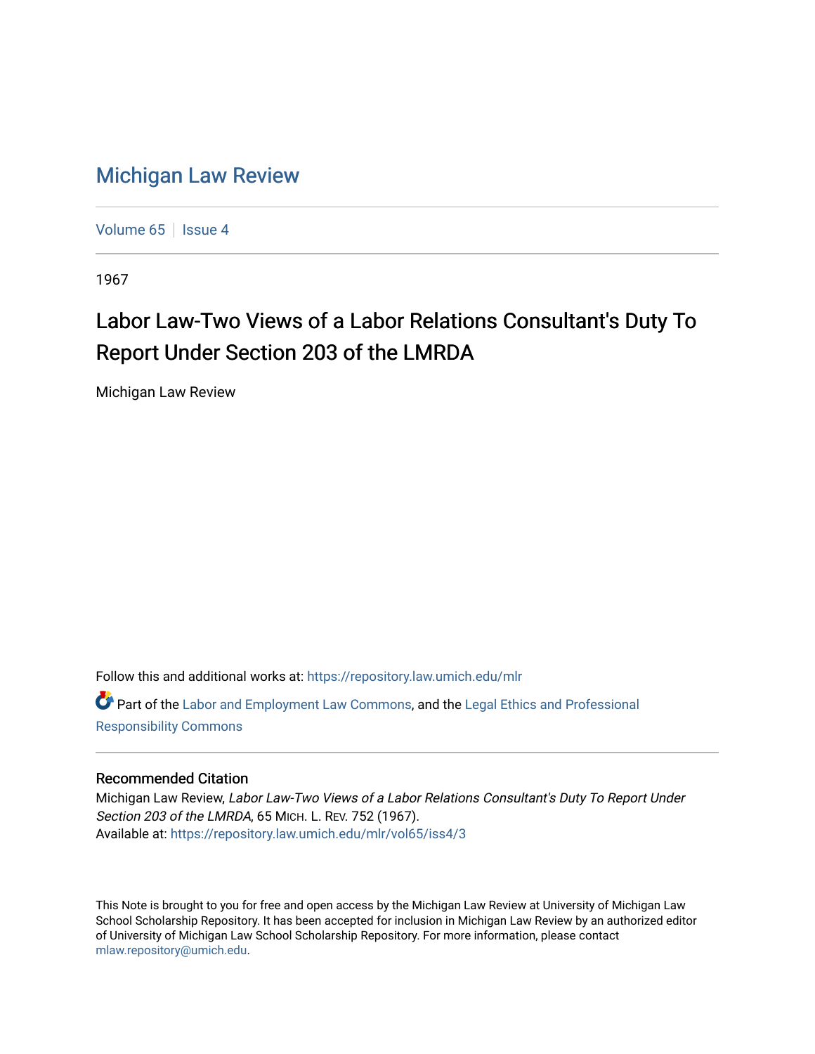# Michigan Law Review

Volume 65 | Issue 4

1967

## Labor Law-Two Views of a Labor Relations Consultant's Duty To Report Under Section 203 of the LMRDA

Michigan Law Review

Follow this and additional works at: https://repository.law.umich.edu/mlr

Part of the Labor and Employment Law Commons, and the Legal Ethics and Professional Responsibility Commons

### Recommended Citation

Michigan Law Review, *Labor Law-Two Views of a Labor Relations Consultant's Duty To Report Under Section 203 of the LMRDA*, 65 MICH. L. REV. 752 (1967).
Available at: https://repository.law.umich.edu/mlr/vol65/iss4/3

This Note is brought to you for free and open access by the Michigan Law Review at University of Michigan Law School Scholarship Repository. It has been accepted for inclusion in Michigan Law Review by an authorized editor of University of Michigan Law School Scholarship Repository. For more information, please contact mlaw.repository@umich.edu.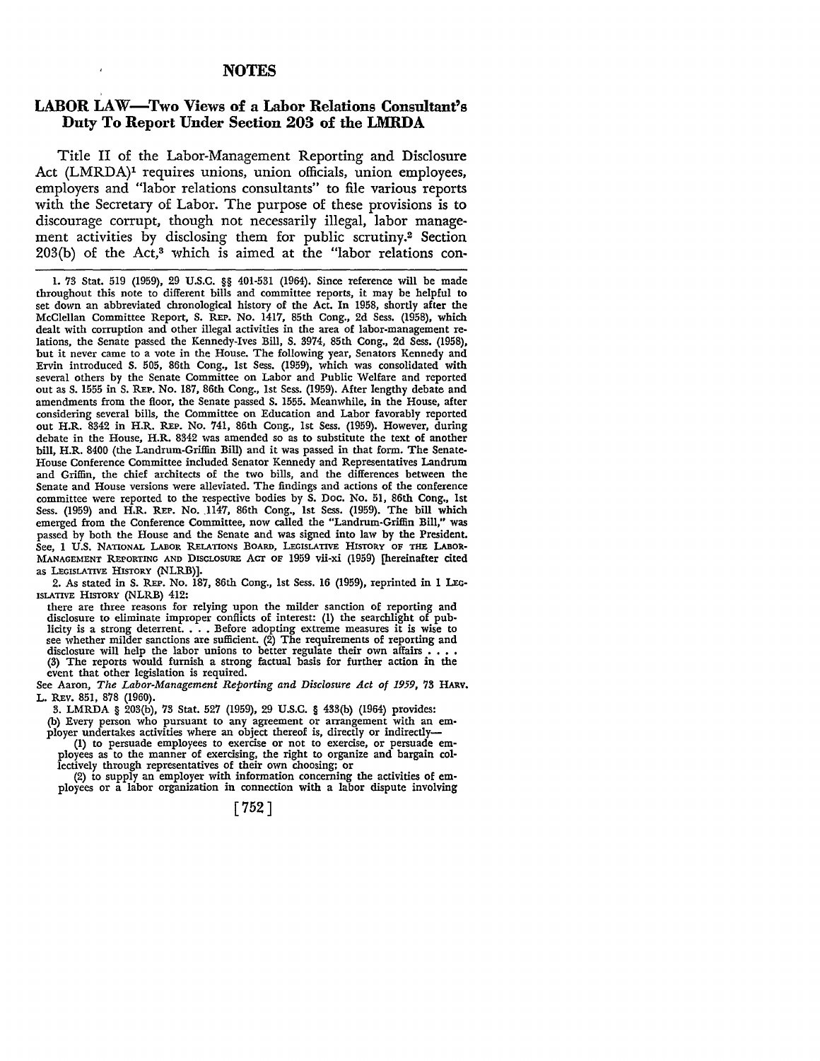# NOTES

## LABOR LAW—Two Views of a Labor Relations Consultant's Duty To Report Under Section 203 of the LMRDA

Title II of the Labor-Management Reporting and Disclosure Act (LMRDA)[1] requires unions, union officials, union employees, employers and "labor relations consultants" to file various reports with the Secretary of Labor. The purpose of these provisions is to discourage corrupt, though not necessarily illegal, labor management activities by disclosing them for public scrutiny.[2] Section 203(b) of the Act,[3] which is aimed at the "labor relations con-

---

1. 73 Stat. 519 (1959), 29 U.S.C. §§ 401-531 (1964). Since reference will be made throughout this note to different bills and committee reports, it may be helpful to set down an abbreviated chronological history of the Act. In 1958, shortly after the McClellan Committee Report, S. REP. No. 1417, 85th Cong., 2d Sess. (1958), which dealt with corruption and other illegal activities in the area of labor-management relations, the Senate passed the Kennedy-Ives Bill, S. 3974, 85th Cong., 2d Sess. (1958), but it never came to a vote in the House. The following year, Senators Kennedy and Ervin introduced S. 505, 86th Cong., 1st Sess. (1959), which was consolidated with several others by the Senate Committee on Labor and Public Welfare and reported out as S. 1555 in S. REP. No. 187, 86th Cong., 1st Sess. (1959). After lengthy debate and amendments from the floor, the Senate passed S. 1555. Meanwhile, in the House, after considering several bills, the Committee on Education and Labor favorably reported out H.R. 8342 in H.R. REP. No. 741, 86th Cong., 1st Sess. (1959). However, during debate in the House, H.R. 8342 was amended so as to substitute the text of another bill, H.R. 8400 (the Landrum-Griffin Bill) and it was passed in that form. The Senate-House Conference Committee included Senator Kennedy and Representatives Landrum and Griffin, the chief architects of the two bills, and the differences between the Senate and House versions were alleviated. The findings and actions of the conference committee were reported to the respective bodies by S. Doc. No. 51, 86th Cong., 1st Sess. (1959) and H.R. REP. No. 1147, 86th Cong., 1st Sess. (1959). The bill which emerged from the Conference Committee, now called the "Landrum-Griffin Bill," was passed by both the House and the Senate and was signed into law by the President. See, 1 U.S. NATIONAL LABOR RELATIONS BOARD, LEGISLATIVE HISTORY OF THE LABOR-MANAGEMENT REPORTING AND DISCLOSURE ACT OF 1959 vii-xi (1959) [hereinafter cited as LEGISLATIVE HISTORY (NLRB)].

2. As stated in S. REP. No. 187, 86th Cong., 1st Sess. 16 (1959), reprinted in 1 LEGISLATIVE HISTORY (NLRB) 412:

> there are three reasons for relying upon the milder sanction of reporting and disclosure to eliminate improper conflicts of interest: (1) the searchlight of publicity is a strong deterrent. . . . Before adopting extreme measures it is wise to see whether milder sanctions are sufficient. (2) The requirements of reporting and disclosure will help the labor unions to better regulate their own affairs . . . . (3) The reports would furnish a strong factual basis for further action in the event that other legislation is required.

See Aaron, *The Labor-Management Reporting and Disclosure Act of 1959*, 73 HARV. L. REV. 851, 878 (1960).

3. LMRDA § 203(b), 73 Stat. 527 (1959), 29 U.S.C. § 433(b) (1964) provides:

> (b) Every person who pursuant to any agreement or arrangement with an employer undertakes activities where an object thereof is, directly or indirectly—
>
> (1) to persuade employees to exercise or not to exercise, or persuade employees as to the manner of exercising, the right to organize and bargain collectively through representatives of their own choosing; or
>
> (2) to supply an employer with information concerning the activities of employees or a labor organization in connection with a labor dispute involving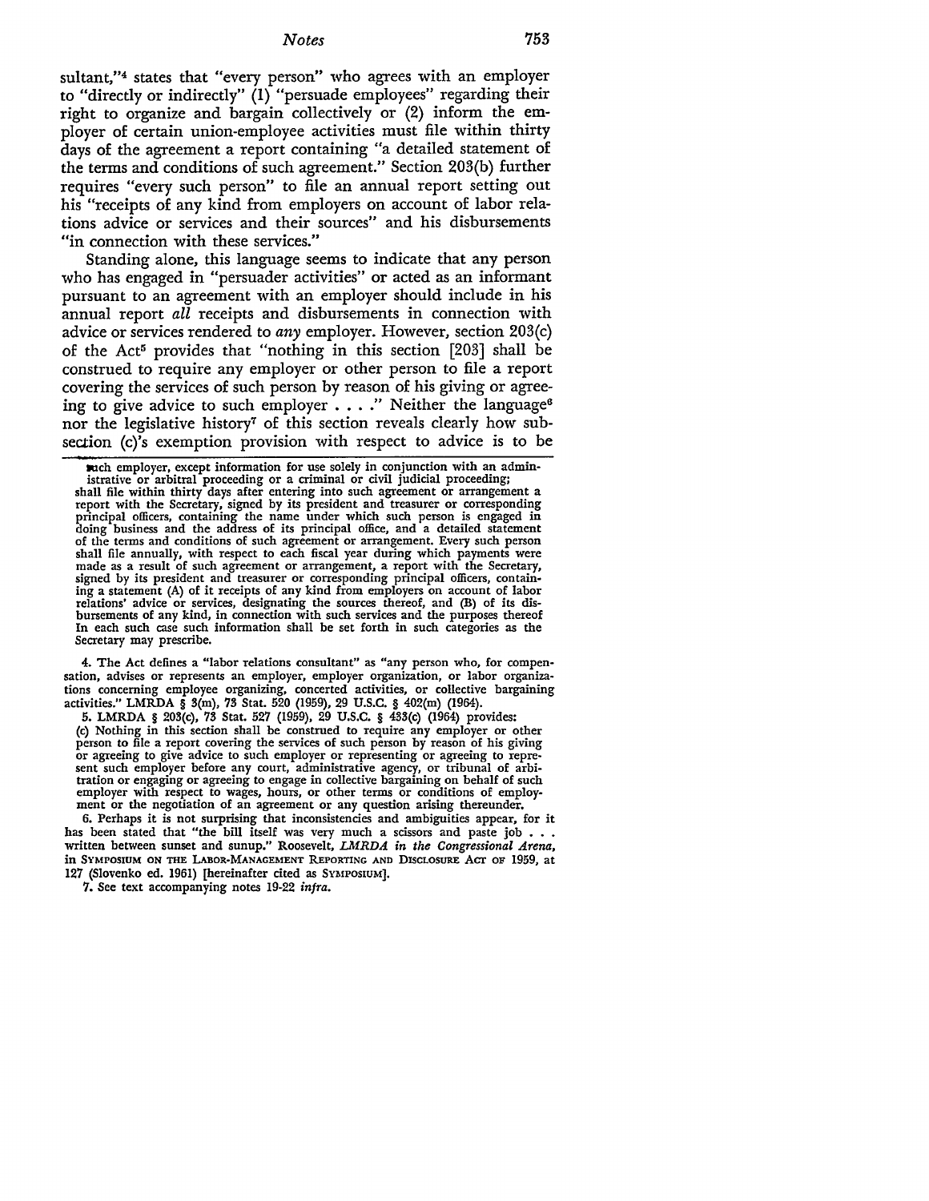sultant,"[4] states that "every person" who agrees with an employer to "directly or indirectly" (1) "persuade employees" regarding their right to organize and bargain collectively or (2) inform the employer of certain union-employee activities must file within thirty days of the agreement a report containing "a detailed statement of the terms and conditions of such agreement." Section 203(b) further requires "every such person" to file an annual report setting out his "receipts of any kind from employers on account of labor relations advice or services and their sources" and his disbursements "in connection with these services."

Standing alone, this language seems to indicate that any person who has engaged in "persuader activities" or acted as an informant pursuant to an agreement with an employer should include in his annual report *all* receipts and disbursements in connection with advice or services rendered to *any* employer. However, section 203(c) of the Act[5] provides that "nothing in this section [203] shall be construed to require any employer or other person to file a report covering the services of such person by reason of his giving or agreeing to give advice to such employer . . . ." Neither the language[6] nor the legislative history[7] of this section reveals clearly how subsection (c)'s exemption provision with respect to advice is to be

---

such employer, except information for use solely in conjunction with an administrative or arbitral proceeding or a criminal or civil judicial proceeding;
shall file within thirty days after entering into such agreement or arrangement a report with the Secretary, signed by its president and treasurer or corresponding principal officers, containing the name under which such person is engaged in doing business and the address of its principal office, and a detailed statement of the terms and conditions of such agreement or arrangement. Every such person shall file annually, with respect to each fiscal year during which payments were made as a result of such agreement or arrangement, a report with the Secretary, signed by its president and treasurer or corresponding principal officers, containing a statement (A) of it receipts of any kind from employers on account of labor relations' advice or services, designating the sources thereof, and (B) of its disbursements of any kind, in connection with such services and the purposes thereof In each such case such information shall be set forth in such categories as the Secretary may prescribe.

4. The Act defines a "labor relations consultant" as "any person who, for compensation, advises or represents an employer, employer organization, or labor organizations concerning employee organizing, concerted activities, or collective bargaining activities." LMRDA § 3(m), 73 Stat. 520 (1959), 29 U.S.C. § 402(m) (1964).

5. LMRDA § 203(c), 73 Stat. 527 (1959), 29 U.S.C. § 433(c) (1964) provides:
(c) Nothing in this section shall be construed to require any employer or other person to file a report covering the services of such person by reason of his giving or agreeing to give advice to such employer or representing or agreeing to represent such employer before any court, administrative agency, or tribunal of arbitration or engaging or agreeing to engage in collective bargaining on behalf of such employer with respect to wages, hours, or other terms or conditions of employment or the negotiation of an agreement or any question arising thereunder.

6. Perhaps it is not surprising that inconsistencies and ambiguities appear, for it has been stated that "the bill itself was very much a scissors and paste job . . . written between sunset and sunup." Roosevelt, *LMRDA in the Congressional Arena*, in SYMPOSIUM ON THE LABOR-MANAGEMENT REPORTING AND DISCLOSURE ACT OF 1959, at 127 (Slovenko ed. 1961) [hereinafter cited as SYMPOSIUM].

7. See text accompanying notes 19-22 *infra*.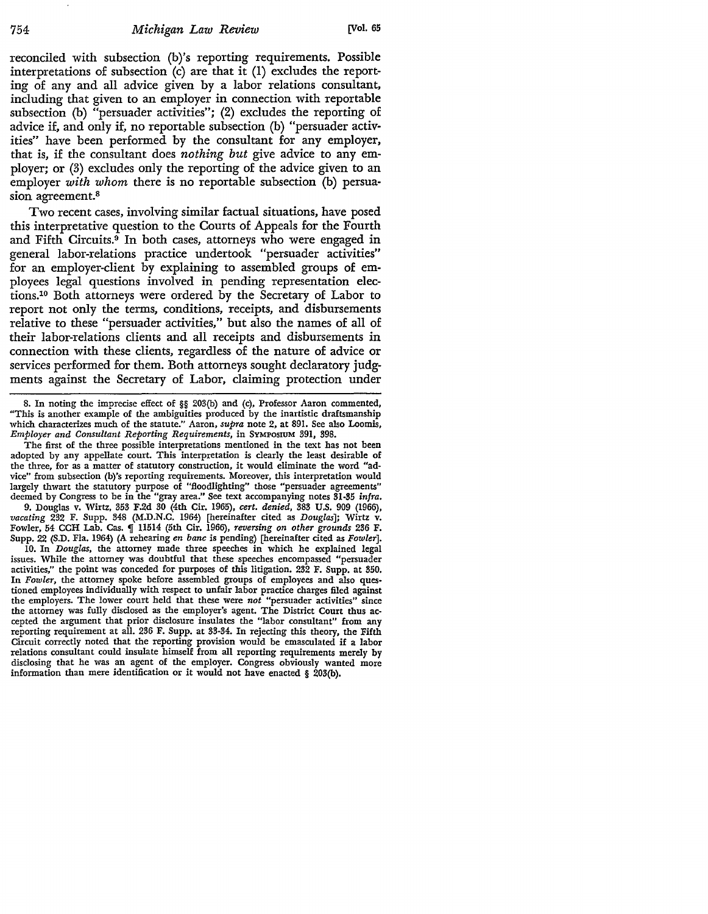reconciled with subsection (b)'s reporting requirements. Possible interpretations of subsection (c) are that it (1) excludes the reporting of any and all advice given by a labor relations consultant, including that given to an employer in connection with reportable subsection (b) "persuader activities"; (2) excludes the reporting of advice if, and only if, no reportable subsection (b) "persuader activities" have been performed by the consultant for any employer, that is, if the consultant does *nothing but* give advice to any employer; or (3) excludes only the reporting of the advice given to an employer *with whom* there is no reportable subsection (b) persuasion agreement.[8]

Two recent cases, involving similar factual situations, have posed this interpretative question to the Courts of Appeals for the Fourth and Fifth Circuits.[9] In both cases, attorneys who were engaged in general labor-relations practice undertook "persuader activities" for an employer-client by explaining to assembled groups of employees legal questions involved in pending representation elections.[10] Both attorneys were ordered by the Secretary of Labor to report not only the terms, conditions, receipts, and disbursements relative to these "persuader activities," but also the names of all of their labor-relations clients and all receipts and disbursements in connection with these clients, regardless of the nature of advice or services performed for them. Both attorneys sought declaratory judgments against the Secretary of Labor, claiming protection under

---

8. In noting the imprecise effect of §§ 203(b) and (c), Professor Aaron commented, "This is another example of the ambiguities produced by the inartistic draftsmanship which characterizes much of the statute." Aaron, *supra* note 2, at 891. See also Loomis, *Employer and Consultant Reporting Requirements*, in SYMPOSIUM 391, 398.

The first of the three possible interpretations mentioned in the text has not been adopted by any appellate court. This interpretation is clearly the least desirable of the three, for as a matter of statutory construction, it would eliminate the word "advice" from subsection (b)'s reporting requirements. Moreover, this interpretation would largely thwart the statutory purpose of "floodlighting" those "persuader agreements" deemed by Congress to be in the "gray area." See text accompanying notes 31-35 *infra*.

9. Douglas v. Wirtz, 353 F.2d 30 (4th Cir. 1965), *cert. denied*, 383 U.S. 909 (1966), *vacating* 232 F. Supp. 348 (M.D.N.C. 1964) [hereinafter cited as *Douglas*]; Wirtz v. Fowler, 54 CCH Lab. Cas. ¶ 11514 (5th Cir. 1966), *reversing on other grounds* 236 F. Supp. 22 (S.D. Fla. 1964) (A rehearing *en banc* is pending) [hereinafter cited as *Fowler*].

10. In *Douglas*, the attorney made three speeches in which he explained legal issues. While the attorney was doubtful that these speeches encompassed "persuader activities," the point was conceded for purposes of this litigation. 232 F. Supp. at 350. In *Fowler*, the attorney spoke before assembled groups of employees and also questioned employees individually with respect to unfair labor practice charges filed against the employers. The lower court held that these were *not* "persuader activities" since the attorney was fully disclosed as the employer's agent. The District Court thus accepted the argument that prior disclosure insulates the "labor consultant" from any reporting requirement at all. 236 F. Supp. at 33-34. In rejecting this theory, the Fifth Circuit correctly noted that the reporting provision would be emasculated if a labor relations consultant could insulate himself from all reporting requirements merely by disclosing that he was an agent of the employer. Congress obviously wanted more information than mere identification or it would not have enacted § 203(b).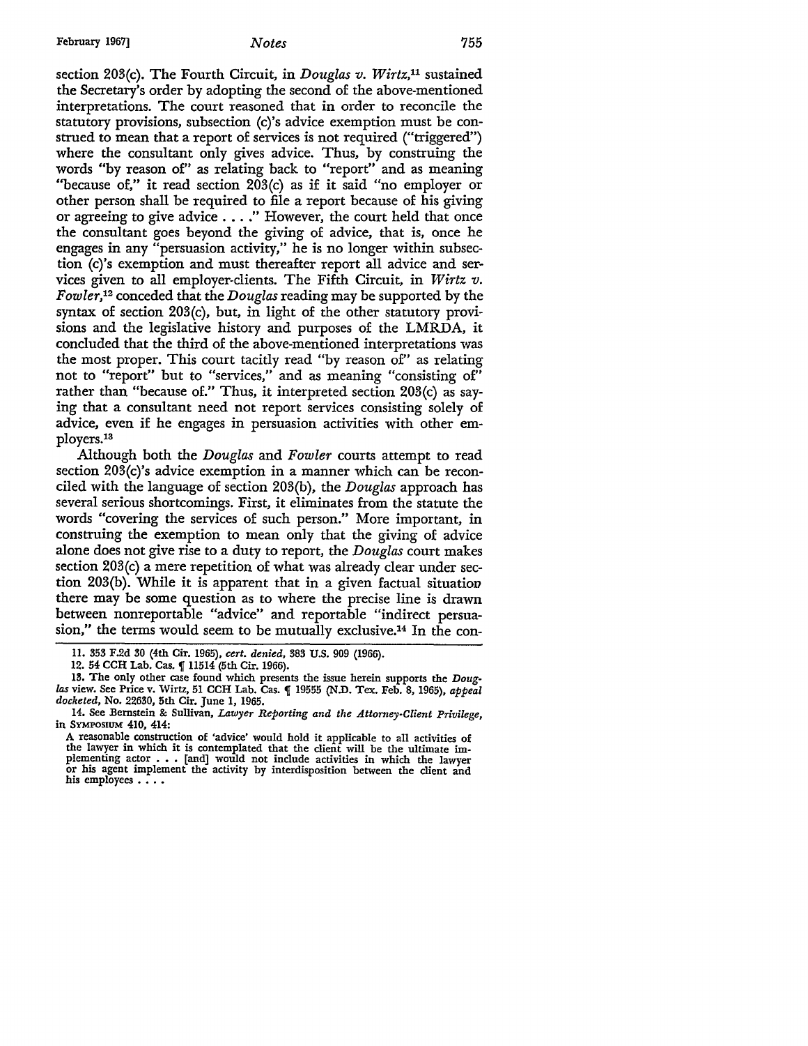section 203(c). The Fourth Circuit, in *Douglas v. Wirtz,*[11] sustained the Secretary's order by adopting the second of the above-mentioned interpretations. The court reasoned that in order to reconcile the statutory provisions, subsection (c)'s advice exemption must be construed to mean that a report of services is not required ("triggered") where the consultant only gives advice. Thus, by construing the words "by reason of" as relating back to "report" and as meaning "because of," it read section 203(c) as if it said "no employer or other person shall be required to file a report because of his giving or agreeing to give advice . . . ." However, the court held that once the consultant goes beyond the giving of advice, that is, once he engages in any "persuasion activity," he is no longer within subsection (c)'s exemption and must thereafter report all advice and services given to all employer-clients. The Fifth Circuit, in *Wirtz v. Fowler,*[12] conceded that the *Douglas* reading may be supported by the syntax of section 203(c), but, in light of the other statutory provisions and the legislative history and purposes of the LMRDA, it concluded that the third of the above-mentioned interpretations was the most proper. This court tacitly read "by reason of" as relating not to "report" but to "services," and as meaning "consisting of" rather than "because of." Thus, it interpreted section 203(c) as saying that a consultant need not report services consisting solely of advice, even if he engages in persuasion activities with other employers.[13]

Although both the *Douglas* and *Fowler* courts attempt to read section 203(c)'s advice exemption in a manner which can be reconciled with the language of section 203(b), the *Douglas* approach has several serious shortcomings. First, it eliminates from the statute the words "covering the services of such person." More important, in construing the exemption to mean only that the giving of advice alone does not give rise to a duty to report, the *Douglas* court makes section 203(c) a mere repetition of what was already clear under section 203(b). While it is apparent that in a given factual situation there may be some question as to where the precise line is drawn between nonreportable "advice" and reportable "indirect persuasion," the terms would seem to be mutually exclusive.[14] In the con-

---

11. 353 F.2d 30 (4th Cir. 1965), *cert. denied,* 383 U.S. 909 (1966).

12. 54 CCH Lab. Cas. ¶ 11514 (5th Cir. 1966).

13. The only other case found which presents the issue herein supports the *Douglas* view. See Price v. Wirtz, 51 CCH Lab. Cas. ¶ 19555 (N.D. Tex. Feb. 8, 1965), *appeal docketed,* No. 22630, 5th Cir. June 1, 1965.

14. See Bernstein & Sullivan, *Lawyer Reporting and the Attorney-Client Privilege,* in SYMPOSIUM 410, 414:

> A reasonable construction of 'advice' would hold it applicable to all activities of the lawyer in which it is contemplated that the client will be the ultimate implementing actor . . . [and] would not include activities in which the lawyer or his agent implement the activity by interdisposition between the client and his employees . . . .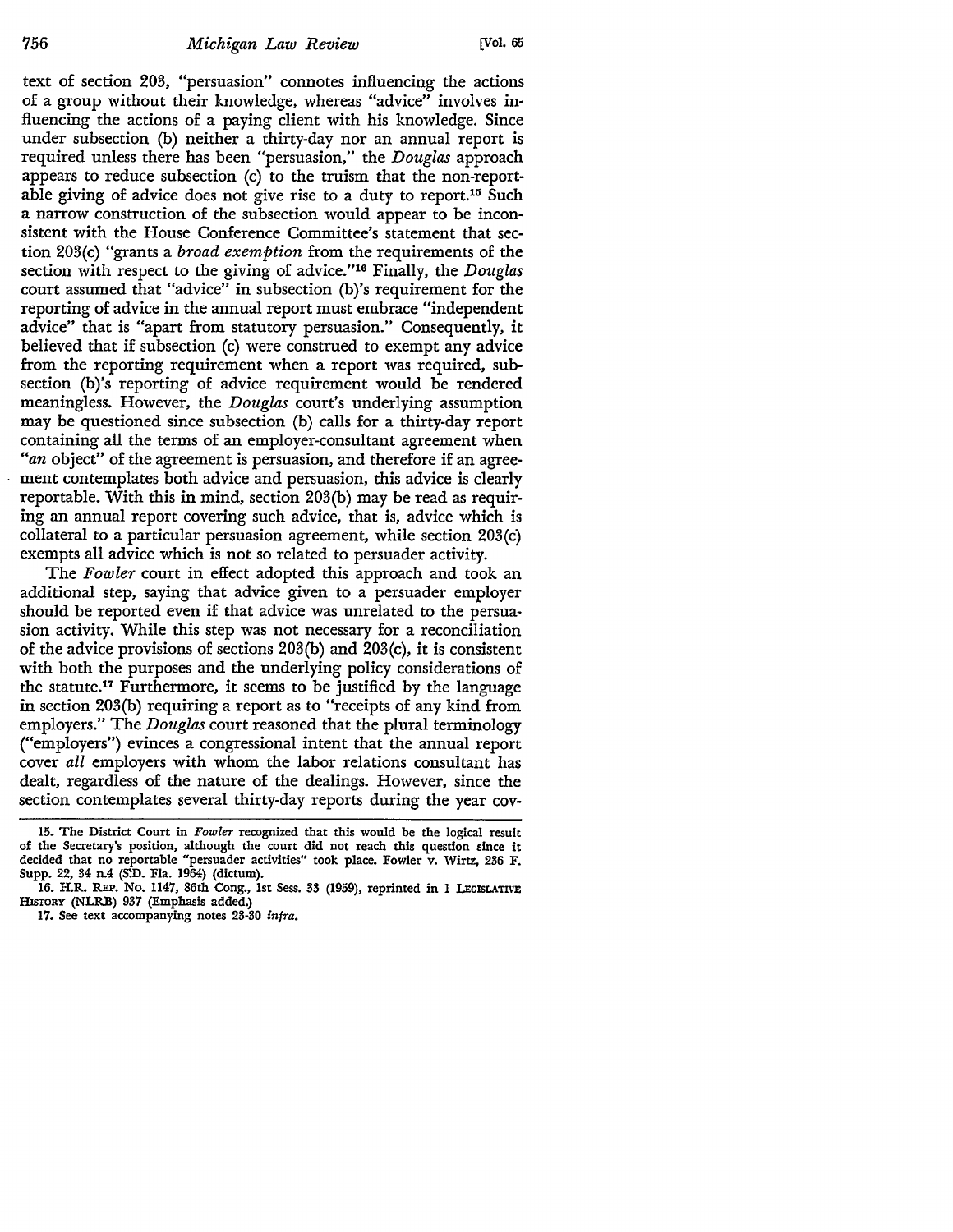text of section 203, "persuasion" connotes influencing the actions of a group without their knowledge, whereas "advice" involves influencing the actions of a paying client with his knowledge. Since under subsection (b) neither a thirty-day nor an annual report is required unless there has been "persuasion," the *Douglas* approach appears to reduce subsection (c) to the truism that the non-reportable giving of advice does not give rise to a duty to report.[15] Such a narrow construction of the subsection would appear to be inconsistent with the House Conference Committee's statement that section 203(c) "grants a *broad exemption* from the requirements of the section with respect to the giving of advice."[16] Finally, the *Douglas* court assumed that "advice" in subsection (b)'s requirement for the reporting of advice in the annual report must embrace "independent advice" that is "apart from statutory persuasion." Consequently, it believed that if subsection (c) were construed to exempt any advice from the reporting requirement when a report was required, subsection (b)'s reporting of advice requirement would be rendered meaningless. However, the *Douglas* court's underlying assumption may be questioned since subsection (b) calls for a thirty-day report containing all the terms of an employer-consultant agreement when "*an* object" of the agreement is persuasion, and therefore if an agreement contemplates both advice and persuasion, this advice is clearly reportable. With this in mind, section 203(b) may be read as requiring an annual report covering such advice, that is, advice which is collateral to a particular persuasion agreement, while section 203(c) exempts all advice which is not so related to persuader activity.

The *Fowler* court in effect adopted this approach and took an additional step, saying that advice given to a persuader employer should be reported even if that advice was unrelated to the persuasion activity. While this step was not necessary for a reconciliation of the advice provisions of sections 203(b) and 203(c), it is consistent with both the purposes and the underlying policy considerations of the statute.[17] Furthermore, it seems to be justified by the language in section 203(b) requiring a report as to "receipts of any kind from employers." The *Douglas* court reasoned that the plural terminology ("employers") evinces a congressional intent that the annual report cover *all* employers with whom the labor relations consultant has dealt, regardless of the nature of the dealings. However, since the section contemplates several thirty-day reports during the year cov-

---

15. The District Court in *Fowler* recognized that this would be the logical result of the Secretary's position, although the court did not reach this question since it decided that no reportable "persuader activities" took place. Fowler v. Wirtz, 236 F. Supp. 22, 34 n.4 (S.D. Fla. 1964) (dictum).

16. H.R. REP. No. 1147, 86th Cong., 1st Sess. 33 (1959), reprinted in 1 LEGISLATIVE HISTORY (NLRB) 937 (Emphasis added.)

17. See text accompanying notes 23-30 *infra*.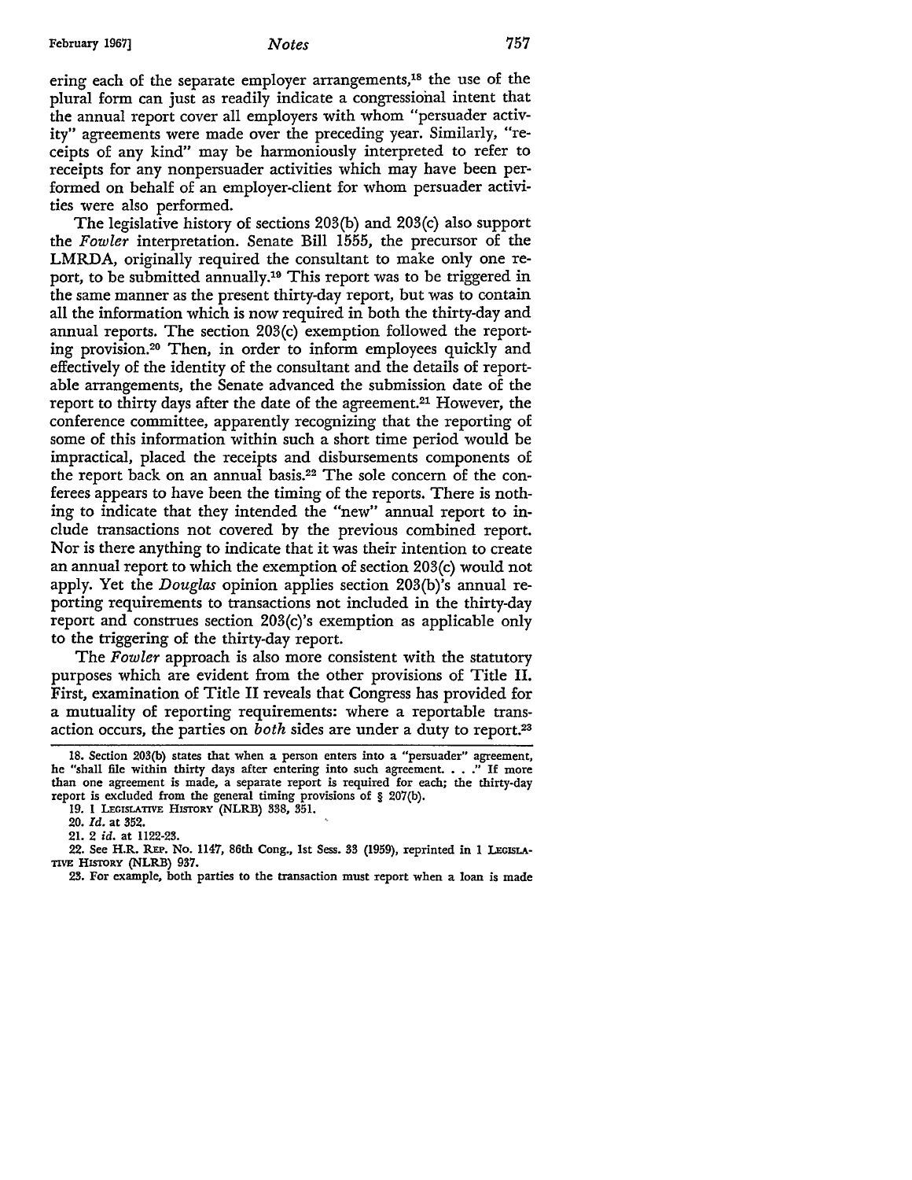ering each of the separate employer arrangements,[18] the use of the plural form can just as readily indicate a congressional intent that the annual report cover all employers with whom "persuader activity" agreements were made over the preceding year. Similarly, "receipts of any kind" may be harmoniously interpreted to refer to receipts for any nonpersuader activities which may have been performed on behalf of an employer-client for whom persuader activities were also performed.

The legislative history of sections 203(b) and 203(c) also support the *Fowler* interpretation. Senate Bill 1555, the precursor of the LMRDA, originally required the consultant to make only one report, to be submitted annually.[19] This report was to be triggered in the same manner as the present thirty-day report, but was to contain all the information which is now required in both the thirty-day and annual reports. The section 203(c) exemption followed the reporting provision.[20] Then, in order to inform employees quickly and effectively of the identity of the consultant and the details of reportable arrangements, the Senate advanced the submission date of the report to thirty days after the date of the agreement.[21] However, the conference committee, apparently recognizing that the reporting of some of this information within such a short time period would be impractical, placed the receipts and disbursements components of the report back on an annual basis.[22] The sole concern of the conferees appears to have been the timing of the reports. There is nothing to indicate that they intended the "new" annual report to include transactions not covered by the previous combined report. Nor is there anything to indicate that it was their intention to create an annual report to which the exemption of section 203(c) would not apply. Yet the *Douglas* opinion applies section 203(b)'s annual reporting requirements to transactions not included in the thirty-day report and construes section 203(c)'s exemption as applicable only to the triggering of the thirty-day report.

The *Fowler* approach is also more consistent with the statutory purposes which are evident from the other provisions of Title II. First, examination of Title II reveals that Congress has provided for a mutuality of reporting requirements: where a reportable transaction occurs, the parties on *both* sides are under a duty to report.[23]

---

18. Section 203(b) states that when a person enters into a "persuader" agreement, he "shall file within thirty days after entering into such agreement. . . ." If more than one agreement is made, a separate report is required for each; the thirty-day report is excluded from the general timing provisions of § 207(b).

19. 1 LEGISLATIVE HISTORY (NLRB) 338, 351.

20. *Id.* at 352.

21. 2 *id.* at 1122-23.

22. See H.R. REP. No. 1147, 86th Cong., 1st Sess. 33 (1959), reprinted in 1 LEGISLATIVE HISTORY (NLRB) 937.

23. For example, both parties to the transaction must report when a loan is made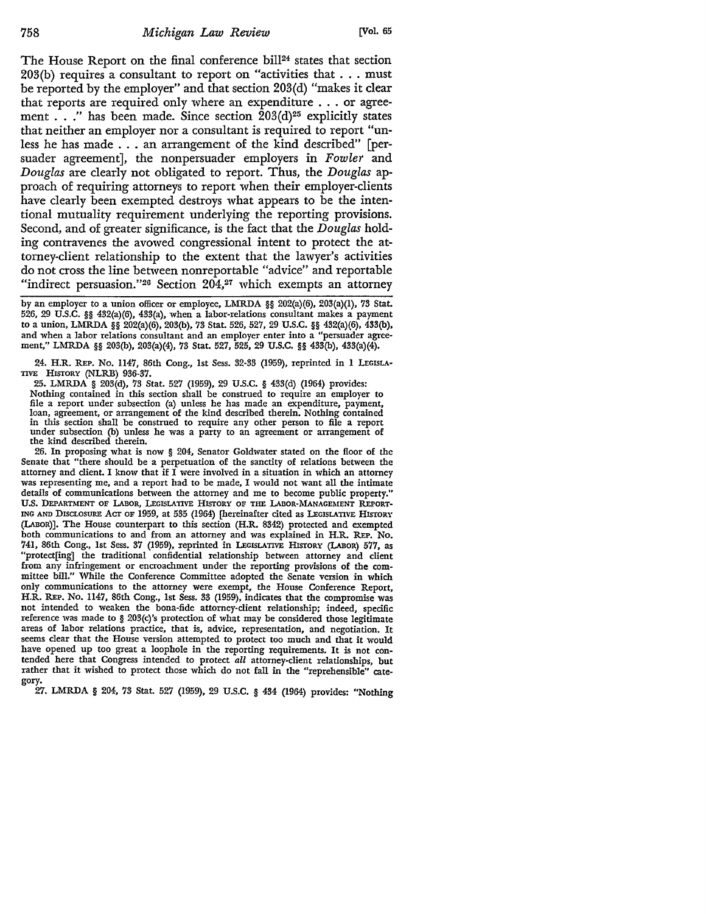The House Report on the final conference bill[24] states that section 203(b) requires a consultant to report on "activities that . . . must be reported by the employer" and that section 203(d) "makes it clear that reports are required only where an expenditure . . . or agreement . . ." has been made. Since section 203(d)[25] explicitly states that neither an employer nor a consultant is required to report "unless he has made . . . an arrangement of the kind described" [persuader agreement], the nonpersuader employers in *Fowler* and *Douglas* are clearly not obligated to report. Thus, the *Douglas* approach of requiring attorneys to report when their employer-clients have clearly been exempted destroys what appears to be the intentional mutuality requirement underlying the reporting provisions. Second, and of greater significance, is the fact that the *Douglas* holding contravenes the avowed congressional intent to protect the attorney-client relationship to the extent that the lawyer's activities do not cross the line between nonreportable "advice" and reportable "indirect persuasion."[26] Section 204,[27] which exempts an attorney

---

by an employer to a union officer or employee, LMRDA §§ 202(a)(6), 203(a)(1), 73 Stat. 526, 29 U.S.C. §§ 432(a)(6), 433(a), when a labor-relations consultant makes a payment to a union, LMRDA §§ 202(a)(6), 203(b), 73 Stat. 526, 527, 29 U.S.C. §§ 432(a)(6), 433(b), and when a labor relations consultant and an employer enter into a "persuader agreement," LMRDA §§ 203(b), 203(a)(4), 73 Stat. 527, 525, 29 U.S.C. §§ 433(b), 433(a)(4).

24. H.R. REP. No. 1147, 86th Cong., 1st Sess. 32-33 (1959), reprinted in 1 LEGISLATIVE HISTORY (NLRB) 936-37.

25. LMRDA § 203(d), 73 Stat. 527 (1959), 29 U.S.C. § 433(d) (1964) provides: Nothing contained in this section shall be construed to require an employer to file a report under subsection (a) unless he has made an expenditure, payment, loan, agreement, or arrangement of the kind described therein. Nothing contained in this section shall be construed to require any other person to file a report under subsection (b) unless he was a party to an agreement or arrangement of the kind described therein.

26. In proposing what is now § 204, Senator Goldwater stated on the floor of the Senate that "there should be a perpetuation of the sanctity of relations between the attorney and client. I know that if I were involved in a situation in which an attorney was representing me, and a report had to be made, I would not want all the intimate details of communications between the attorney and me to become public property." U.S. DEPARTMENT OF LABOR, LEGISLATIVE HISTORY OF THE LABOR-MANAGEMENT REPORTING AND DISCLOSURE ACT OF 1959, at 535 (1964) [hereinafter cited as LEGISLATIVE HISTORY (LABOR)]. The House counterpart to this section (H.R. 8342) protected and exempted both communications to and from an attorney and was explained in H.R. REP. No. 741, 86th Cong., 1st Sess. 37 (1959), reprinted in LEGISLATIVE HISTORY (LABOR) 577, as "protect[ing] the traditional confidential relationship between attorney and client from any infringement or encroachment under the reporting provisions of the committee bill." While the Conference Committee adopted the Senate version in which only communications to the attorney were exempt, the House Conference Report, H.R. REP. No. 1147, 86th Cong., 1st Sess. 33 (1959), indicates that the compromise was not intended to weaken the bona-fide attorney-client relationship; indeed, specific reference was made to § 203(c)'s protection of what may be considered those legitimate areas of labor relations practice, that is, advice, representation, and negotiation. It seems clear that the House version attempted to protect too much and that it would have opened up too great a loophole in the reporting requirements. It is not contended here that Congress intended to protect *all* attorney-client relationships, but rather that it wished to protect those which do not fall in the "reprehensible" category.

27. LMRDA § 204, 73 Stat. 527 (1959), 29 U.S.C. § 434 (1964) provides: "Nothing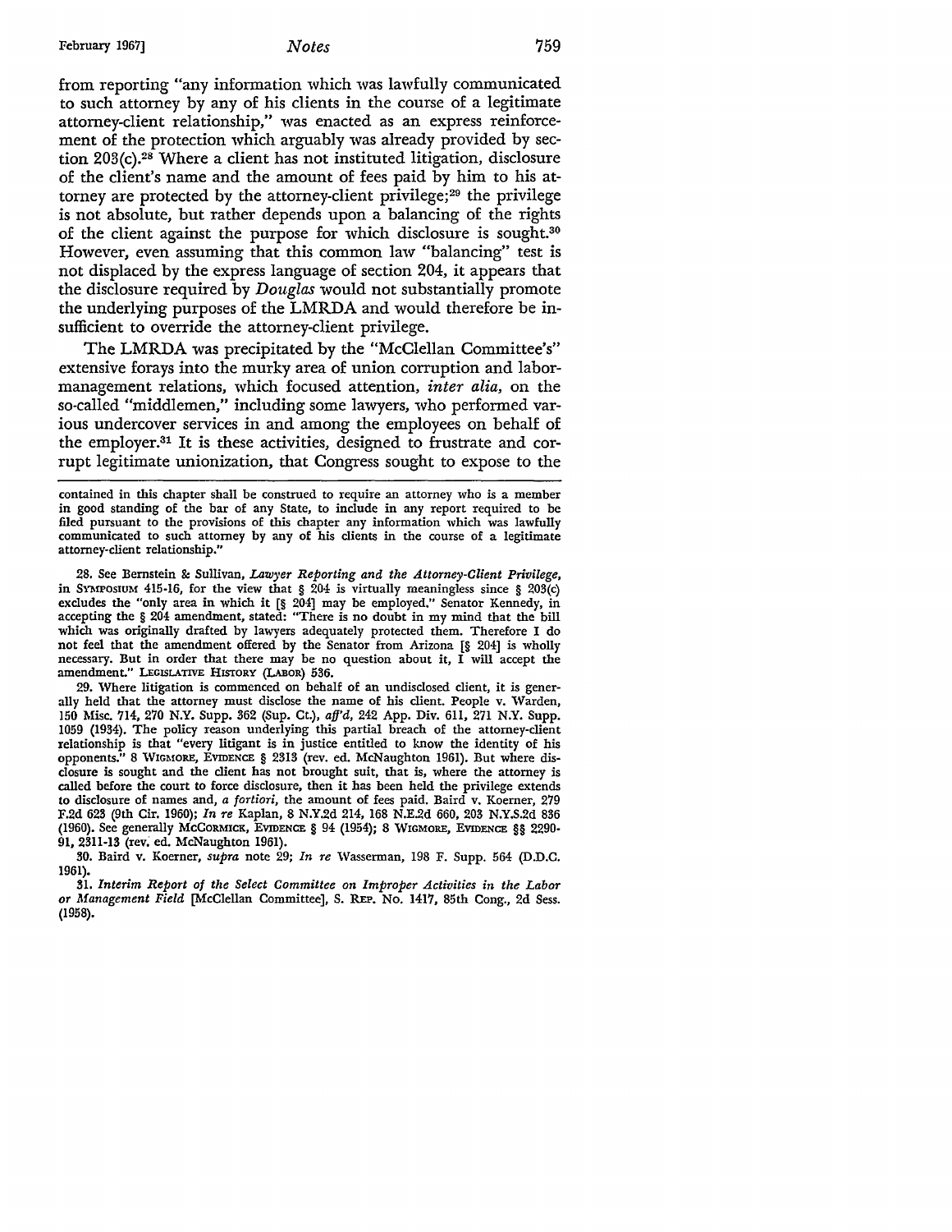from reporting "any information which was lawfully communicated to such attorney by any of his clients in the course of a legitimate attorney-client relationship," was enacted as an express reinforcement of the protection which arguably was already provided by section 203(c).[28] Where a client has not instituted litigation, disclosure of the client's name and the amount of fees paid by him to his attorney are protected by the attorney-client privilege;[29] the privilege is not absolute, but rather depends upon a balancing of the rights of the client against the purpose for which disclosure is sought.[30] However, even assuming that this common law "balancing" test is not displaced by the express language of section 204, it appears that the disclosure required by *Douglas* would not substantially promote the underlying purposes of the LMRDA and would therefore be insufficient to override the attorney-client privilege.

The LMRDA was precipitated by the "McClellan Committee's" extensive forays into the murky area of union corruption and labor-management relations, which focused attention, *inter alia*, on the so-called "middlemen," including some lawyers, who performed various undercover services in and among the employees on behalf of the employer.[31] It is these activities, designed to frustrate and corrupt legitimate unionization, that Congress sought to expose to the

---

contained in this chapter shall be construed to require an attorney who is a member in good standing of the bar of any State, to include in any report required to be filed pursuant to the provisions of this chapter any information which was lawfully communicated to such attorney by any of his clients in the course of a legitimate attorney-client relationship."

28. See Bernstein & Sullivan, *Lawyer Reporting and the Attorney-Client Privilege*, in SYMPOSIUM 415-16, for the view that § 204 is virtually meaningless since § 203(c) excludes the "only area in which it [§ 204] may be employed." Senator Kennedy, in accepting the § 204 amendment, stated: "There is no doubt in my mind that the bill which was originally drafted by lawyers adequately protected them. Therefore I do not feel that the amendment offered by the Senator from Arizona [§ 204] is wholly necessary. But in order that there may be no question about it, I will accept the amendment." LEGISLATIVE HISTORY (LABOR) 536.

29. Where litigation is commenced on behalf of an undisclosed client, it is generally held that the attorney must disclose the name of his client. People v. Warden, 150 Misc. 714, 270 N.Y. Supp. 362 (Sup. Ct.), *aff'd*, 242 App. Div. 611, 271 N.Y. Supp. 1059 (1934). The policy reason underlying this partial breach of the attorney-client relationship is that "every litigant is in justice entitled to know the identity of his opponents." 8 WIGMORE, EVIDENCE § 2313 (rev. ed. McNaughton 1961). But where disclosure is sought and the client has not brought suit, that is, where the attorney is called before the court to force disclosure, then it has been held the privilege extends to disclosure of names and, *a fortiori*, the amount of fees paid. Baird v. Koerner, 279 F.2d 623 (9th Cir. 1960); *In re* Kaplan, 8 N.Y.2d 214, 168 N.E.2d 660, 203 N.Y.S.2d 836 (1960). See generally MCCORMICK, EVIDENCE § 94 (1954); 8 WIGMORE, EVIDENCE §§ 2290-91, 2311-13 (rev. ed. McNaughton 1961).

30. Baird v. Koerner, *supra* note 29; *In re* Wasserman, 198 F. Supp. 564 (D.D.C. 1961).

31. *Interim Report of the Select Committee on Improper Activities in the Labor or Management Field* [McClellan Committee], S. REP. No. 1417, 85th Cong., 2d Sess. (1958).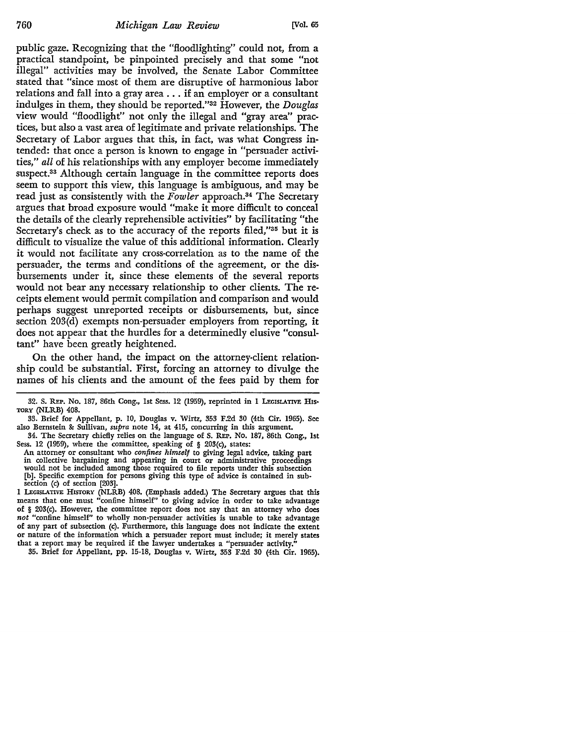public gaze. Recognizing that the "floodlighting" could not, from a practical standpoint, be pinpointed precisely and that some "not illegal" activities may be involved, the Senate Labor Committee stated that "since most of them are disruptive of harmonious labor relations and fall into a gray area . . . if an employer or a consultant indulges in them, they should be reported."[32] However, the *Douglas* view would "floodlight" not only the illegal and "gray area" practices, but also a vast area of legitimate and private relationships. The Secretary of Labor argues that this, in fact, was what Congress intended: that once a person is known to engage in "persuader activities," *all* of his relationships with any employer become immediately suspect.[33] Although certain language in the committee reports does seem to support this view, this language is ambiguous, and may be read just as consistently with the *Fowler* approach.[34] The Secretary argues that broad exposure would "make it more difficult to conceal the details of the clearly reprehensible activities" by facilitating "the Secretary's check as to the accuracy of the reports filed,"[35] but it is difficult to visualize the value of this additional information. Clearly it would not facilitate any cross-correlation as to the name of the persuader, the terms and conditions of the agreement, or the disbursements under it, since these elements of the several reports would not bear any necessary relationship to other clients. The receipts element would permit compilation and comparison and would perhaps suggest unreported receipts or disbursements, but, since section 203(d) exempts non-persuader employers from reporting, it does not appear that the hurdles for a determinedly elusive "consultant" have been greatly heightened.

On the other hand, the impact on the attorney-client relationship could be substantial. First, forcing an attorney to divulge the names of his clients and the amount of the fees paid by them for

---

32. S. REP. No. 187, 86th Cong., 1st Sess. 12 (1959), reprinted in 1 LEGISLATIVE HISTORY (NLRB) 408.

33. Brief for Appellant, p. 10, Douglas v. Wirtz, 353 F.2d 30 (4th Cir. 1965). See also Bernstein & Sullivan, *supra* note 14, at 415, concurring in this argument.

34. The Secretary chiefly relies on the language of S. REP. No. 187, 86th Cong., 1st Sess. 12 (1959), where the committee, speaking of § 203(c), states:

An attorney or consultant who *confines himself* to giving legal advice, taking part in collective bargaining and appearing in court or administrative proceedings would not be included among those required to file reports under this subsection [b]. Specific exemption for persons giving this type of advice is contained in subsection (c) of section [203].

1 LEGISLATIVE HISTORY (NLRB) 408. (Emphasis added.) The Secretary argues that this means that one must "confine himself" to giving advice in order to take advantage of § 203(c). However, the committee report does not say that an attorney who does *not* "confine himself" to wholly non-persuader activities is unable to take advantage of any part of subsection (c). Furthermore, this language does not indicate the extent or nature of the information which a persuader report must include; it merely states that a report may be required if the lawyer undertakes a "persuader activity."

35. Brief for Appellant, pp. 15-18, Douglas v. Wirtz, 353 F.2d 30 (4th Cir. 1965).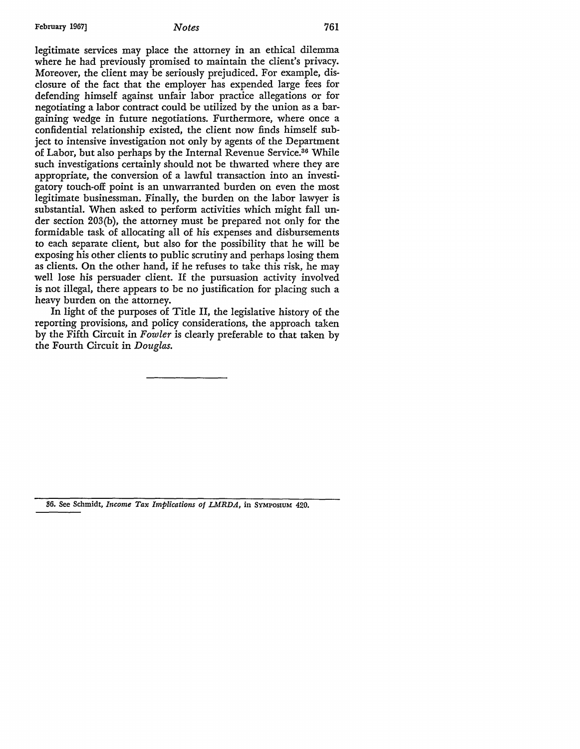legitimate services may place the attorney in an ethical dilemma where he had previously promised to maintain the client's privacy. Moreover, the client may be seriously prejudiced. For example, disclosure of the fact that the employer has expended large fees for defending himself against unfair labor practice allegations or for negotiating a labor contract could be utilized by the union as a bargaining wedge in future negotiations. Furthermore, where once a confidential relationship existed, the client now finds himself subject to intensive investigation not only by agents of the Department of Labor, but also perhaps by the Internal Revenue Service.[36] While such investigations certainly should not be thwarted where they are appropriate, the conversion of a lawful transaction into an investigatory touch-off point is an unwarranted burden on even the most legitimate businessman. Finally, the burden on the labor lawyer is substantial. When asked to perform activities which might fall under section 203(b), the attorney must be prepared not only for the formidable task of allocating all of his expenses and disbursements to each separate client, but also for the possibility that he will be exposing his other clients to public scrutiny and perhaps losing them as clients. On the other hand, if he refuses to take this risk, he may well lose his persuader client. If the pursuasion activity involved is not illegal, there appears to be no justification for placing such a heavy burden on the attorney.

In light of the purposes of Title II, the legislative history of the reporting provisions, and policy considerations, the approach taken by the Fifth Circuit in *Fowler* is clearly preferable to that taken by the Fourth Circuit in *Douglas.*

---

36. See Schmidt, *Income Tax Implications of LMRDA*, in SYMPOSIUM 420.